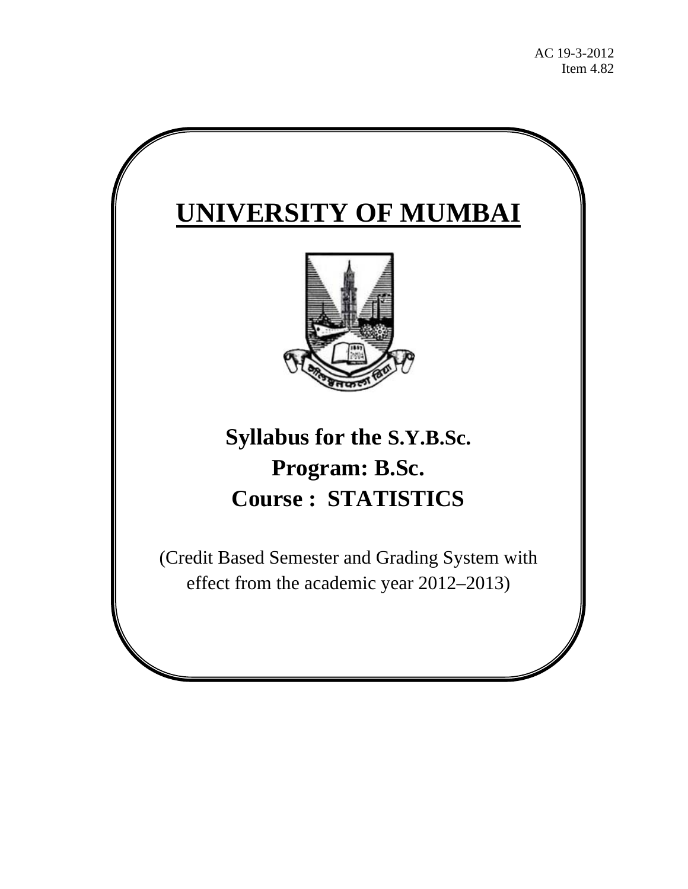AC 19-3-2012
Item 4.82

# UNIVERSITY OF MUMBAI

## Syllabus for the S.Y.B.Sc.
## Program: B.Sc.
## Course : STATISTICS

(Credit Based Semester and Grading System with effect from the academic year 2012–2013)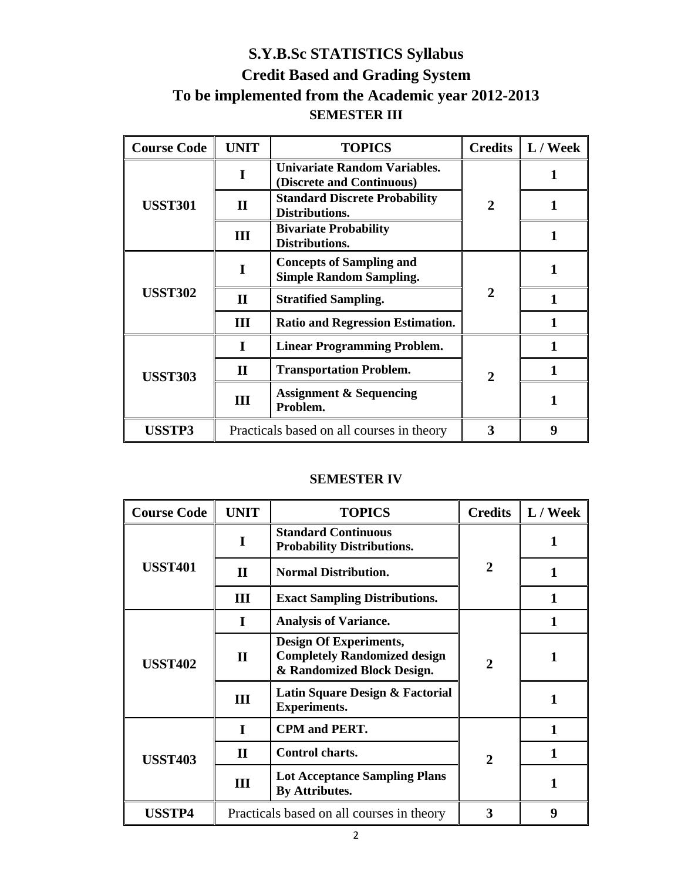# S.Y.B.Sc STATISTICS Syllabus

## Credit Based and Grading System

## To be implemented from the Academic year 2012-2013

### SEMESTER III

| Course Code | UNIT | TOPICS | Credits | L / Week |
|---|---|---|---|---|
| USST301 | I | Univariate Random Variables. (Discrete and Continuous) | 2 | 1 |
| | II | Standard Discrete Probability Distributions. | | 1 |
| | III | Bivariate Probability Distributions. | | 1 |
| USST302 | I | Concepts of Sampling and Simple Random Sampling. | 2 | 1 |
| | II | Stratified Sampling. | | 1 |
| | III | Ratio and Regression Estimation. | | 1 |
| USST303 | I | Linear Programming Problem. | 2 | 1 |
| | II | Transportation Problem. | | 1 |
| | III | Assignment & Sequencing Problem. | | 1 |
| USSTP3 | Practicals based on all courses in theory | | 3 | 9 |

### SEMESTER IV

| Course Code | UNIT | TOPICS | Credits | L / Week |
|---|---|---|---|---|
| USST401 | I | Standard Continuous Probability Distributions. | 2 | 1 |
| | II | Normal Distribution. | | 1 |
| | III | Exact Sampling Distributions. | | 1 |
| USST402 | I | Analysis of Variance. | 2 | 1 |
| | II | Design Of Experiments, Completely Randomized design & Randomized Block Design. | | 1 |
| | III | Latin Square Design & Factorial Experiments. | | 1 |
| USST403 | I | CPM and PERT. | 2 | 1 |
| | II | Control charts. | | 1 |
| | III | Lot Acceptance Sampling Plans By Attributes. | | 1 |
| USSTP4 | Practicals based on all courses in theory | | 3 | 9 |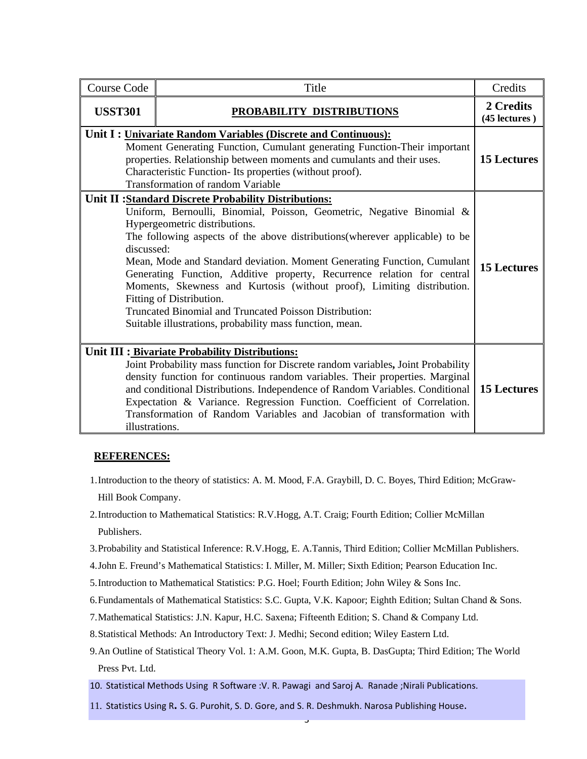| Course Code | Title | Credits |
|---|---|---|
| **USST301** | **PROBABILITY DISTRIBUTIONS** | **2 Credits (45 lectures )** |
| **Unit I : Univariate Random Variables (Discrete and Continuous):** Moment Generating Function, Cumulant generating Function-Their important properties. Relationship between moments and cumulants and their uses. Characteristic Function- Its properties (without proof). Transformation of random Variable | | **15 Lectures** |
| **Unit II :Standard Discrete Probability Distributions:** Uniform, Bernoulli, Binomial, Poisson, Geometric, Negative Binomial & Hypergeometric distributions. The following aspects of the above distributions(wherever applicable) to be discussed: Mean, Mode and Standard deviation. Moment Generating Function, Cumulant Generating Function, Additive property, Recurrence relation for central Moments, Skewness and Kurtosis (without proof), Limiting distribution. Fitting of Distribution. Truncated Binomial and Truncated Poisson Distribution: Suitable illustrations, probability mass function, mean. | | **15 Lectures** |
| **Unit III : Bivariate Probability Distributions:** Joint Probability mass function for Discrete random variables**,** Joint Probability density function for continuous random variables. Their properties. Marginal and conditional Distributions. Independence of Random Variables. Conditional Expectation & Variance. Regression Function. Coefficient of Correlation. Transformation of Random Variables and Jacobian of transformation with illustrations. | | **15 Lectures** |

**REFERENCES:**

1. Introduction to the theory of statistics: A. M. Mood, F.A. Graybill, D. C. Boyes, Third Edition; McGraw-Hill Book Company.
2. Introduction to Mathematical Statistics: R.V.Hogg, A.T. Craig; Fourth Edition; Collier McMillan Publishers.
3. Probability and Statistical Inference: R.V.Hogg, E. A.Tannis, Third Edition; Collier McMillan Publishers.
4. John E. Freund's Mathematical Statistics: I. Miller, M. Miller; Sixth Edition; Pearson Education Inc.
5. Introduction to Mathematical Statistics: P.G. Hoel; Fourth Edition; John Wiley & Sons Inc.
6. Fundamentals of Mathematical Statistics: S.C. Gupta, V.K. Kapoor; Eighth Edition; Sultan Chand & Sons.
7. Mathematical Statistics: J.N. Kapur, H.C. Saxena; Fifteenth Edition; S. Chand & Company Ltd.
8. Statistical Methods: An Introductory Text: J. Medhi; Second edition; Wiley Eastern Ltd.
9. An Outline of Statistical Theory Vol. 1: A.M. Goon, M.K. Gupta, B. DasGupta; Third Edition; The World Press Pvt. Ltd.
10. Statistical Methods Using R Software :V. R. Pawagi and Saroj A. Ranade ;Nirali Publications.
11. Statistics Using R**.** S. G. Purohit, S. D. Gore, and S. R. Deshmukh. Narosa Publishing House**.**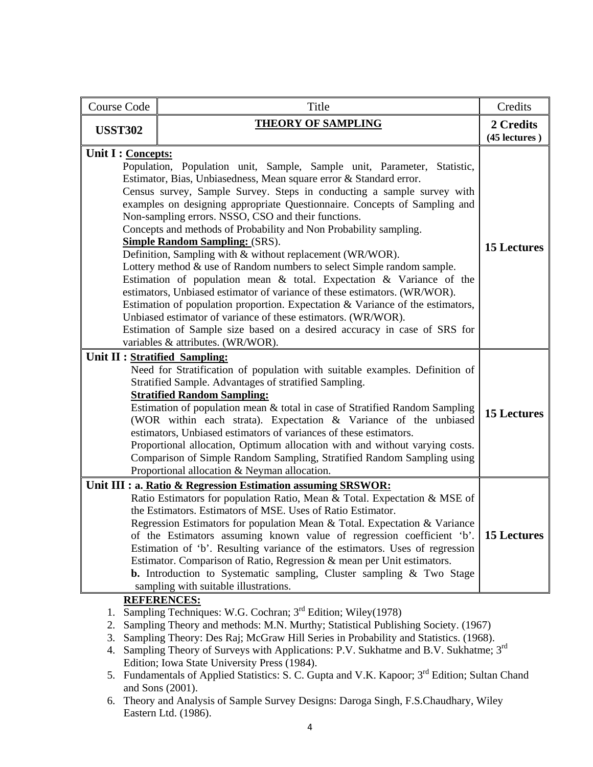| Course Code | Title | Credits |
|---|---|---|
| **USST302** | **THEORY OF SAMPLING** | **2 Credits (45 lectures )** |
| **Unit I : Concepts:**<br>Population, Population unit, Sample, Sample unit, Parameter, Statistic, Estimator, Bias, Unbiasedness, Mean square error & Standard error.<br>Census survey, Sample Survey. Steps in conducting a sample survey with examples on designing appropriate Questionnaire. Concepts of Sampling and Non-sampling errors. NSSO, CSO and their functions.<br>Concepts and methods of Probability and Non Probability sampling.<br>**Simple Random Sampling:** (SRS).<br>Definition, Sampling with & without replacement (WR/WOR).<br>Lottery method & use of Random numbers to select Simple random sample.<br>Estimation of population mean & total. Expectation & Variance of the estimators, Unbiased estimator of variance of these estimators. (WR/WOR).<br>Estimation of population proportion. Expectation & Variance of the estimators, Unbiased estimator of variance of these estimators. (WR/WOR).<br>Estimation of Sample size based on a desired accuracy in case of SRS for variables & attributes. (WR/WOR). | | **15 Lectures** |
| **Unit II : Stratified Sampling:**<br>Need for Stratification of population with suitable examples. Definition of Stratified Sample. Advantages of stratified Sampling.<br>**Stratified Random Sampling:**<br>Estimation of population mean & total in case of Stratified Random Sampling (WOR within each strata). Expectation & Variance of the unbiased estimators, Unbiased estimators of variances of these estimators.<br>Proportional allocation, Optimum allocation with and without varying costs.<br>Comparison of Simple Random Sampling, Stratified Random Sampling using Proportional allocation & Neyman allocation. | | **15 Lectures** |
| **Unit III : a. Ratio & Regression Estimation assuming SRSWOR:**<br>Ratio Estimators for population Ratio, Mean & Total. Expectation & MSE of the Estimators. Estimators of MSE. Uses of Ratio Estimator.<br>Regression Estimators for population Mean & Total. Expectation & Variance of the Estimators assuming known value of regression coefficient 'b'. Estimation of 'b'. Resulting variance of the estimators. Uses of regression Estimator. Comparison of Ratio, Regression & mean per Unit estimators.<br>**b.** Introduction to Systematic sampling, Cluster sampling & Two Stage sampling with suitable illustrations. | | **15 Lectures** |

**REFERENCES:**

1. Sampling Techniques: W.G. Cochran; 3rd Edition; Wiley(1978)
2. Sampling Theory and methods: M.N. Murthy; Statistical Publishing Society. (1967)
3. Sampling Theory: Des Raj; McGraw Hill Series in Probability and Statistics. (1968).
4. Sampling Theory of Surveys with Applications: P.V. Sukhatme and B.V. Sukhatme; 3rd Edition; Iowa State University Press (1984).
5. Fundamentals of Applied Statistics: S. C. Gupta and V.K. Kapoor; 3rd Edition; Sultan Chand and Sons (2001).
6. Theory and Analysis of Sample Survey Designs: Daroga Singh, F.S.Chaudhary, Wiley Eastern Ltd. (1986).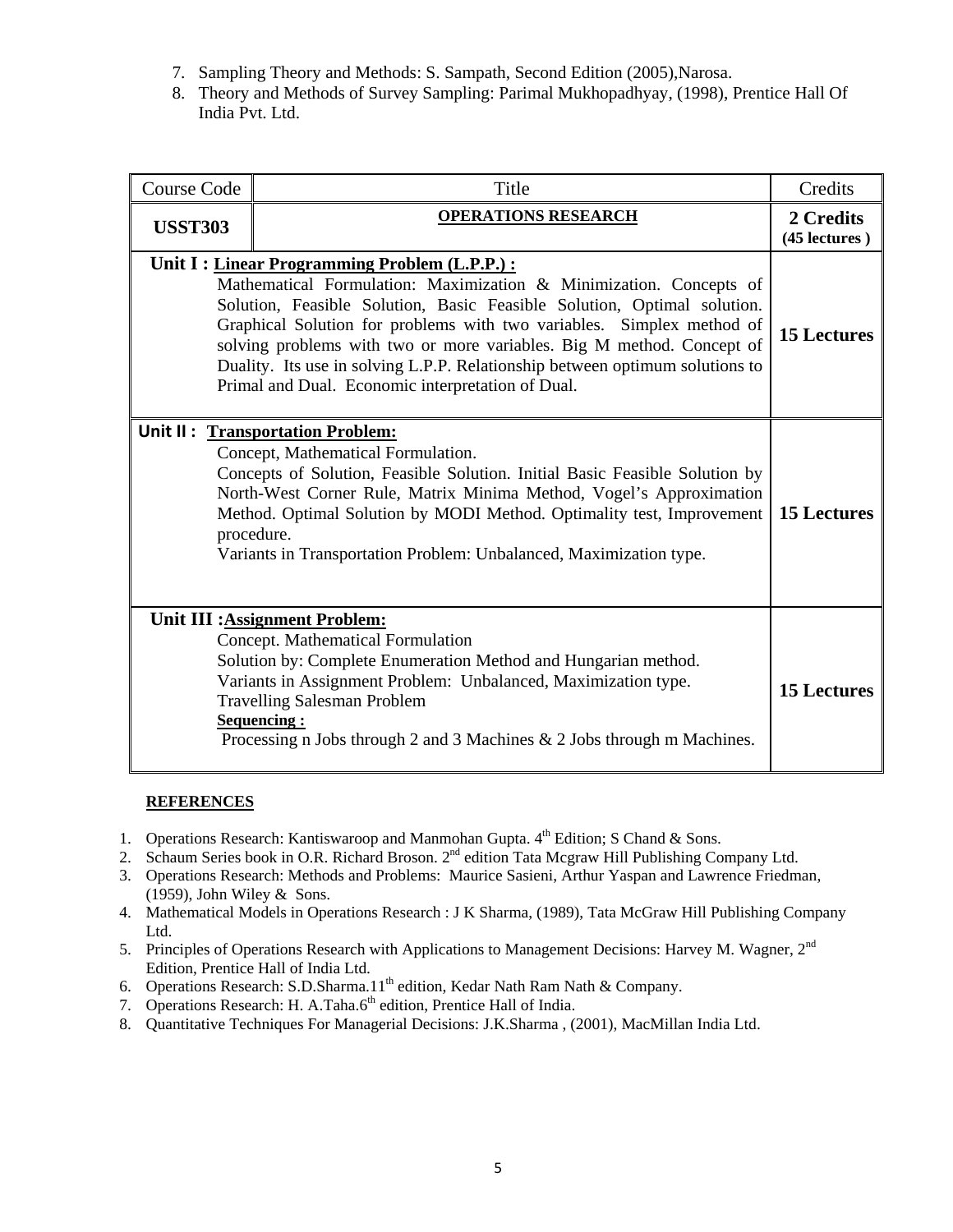7. Sampling Theory and Methods: S. Sampath, Second Edition (2005),Narosa.
8. Theory and Methods of Survey Sampling: Parimal Mukhopadhyay, (1998), Prentice Hall Of India Pvt. Ltd.

| Course Code | Title | Credits |
|---|---|---|
| **USST303** | **OPERATIONS RESEARCH** | **2 Credits (45 lectures )** |
| **Unit I : Linear Programming Problem (L.P.P.) :** Mathematical Formulation: Maximization & Minimization. Concepts of Solution, Feasible Solution, Basic Feasible Solution, Optimal solution. Graphical Solution for problems with two variables. Simplex method of solving problems with two or more variables. Big M method. Concept of Duality. Its use in solving L.P.P. Relationship between optimum solutions to Primal and Dual. Economic interpretation of Dual. | | **15 Lectures** |
| **Unit II : Transportation Problem:** Concept, Mathematical Formulation. Concepts of Solution, Feasible Solution. Initial Basic Feasible Solution by North-West Corner Rule, Matrix Minima Method, Vogel's Approximation Method. Optimal Solution by MODI Method. Optimality test, Improvement procedure. Variants in Transportation Problem: Unbalanced, Maximization type. | | **15 Lectures** |
| **Unit III :Assignment Problem:** Concept. Mathematical Formulation Solution by: Complete Enumeration Method and Hungarian method. Variants in Assignment Problem: Unbalanced, Maximization type. Travelling Salesman Problem **Sequencing :** Processing n Jobs through 2 and 3 Machines & 2 Jobs through m Machines. | | **15 Lectures** |

**REFERENCES**

1. Operations Research: Kantiswaroop and Manmohan Gupta. 4th Edition; S Chand & Sons.
2. Schaum Series book in O.R. Richard Broson. 2nd edition Tata Mcgraw Hill Publishing Company Ltd.
3. Operations Research: Methods and Problems: Maurice Sasieni, Arthur Yaspan and Lawrence Friedman, (1959), John Wiley & Sons.
4. Mathematical Models in Operations Research : J K Sharma, (1989), Tata McGraw Hill Publishing Company Ltd.
5. Principles of Operations Research with Applications to Management Decisions: Harvey M. Wagner, 2nd Edition, Prentice Hall of India Ltd.
6. Operations Research: S.D.Sharma.11th edition, Kedar Nath Ram Nath & Company.
7. Operations Research: H. A.Taha.6th edition, Prentice Hall of India.
8. Quantitative Techniques For Managerial Decisions: J.K.Sharma , (2001), MacMillan India Ltd.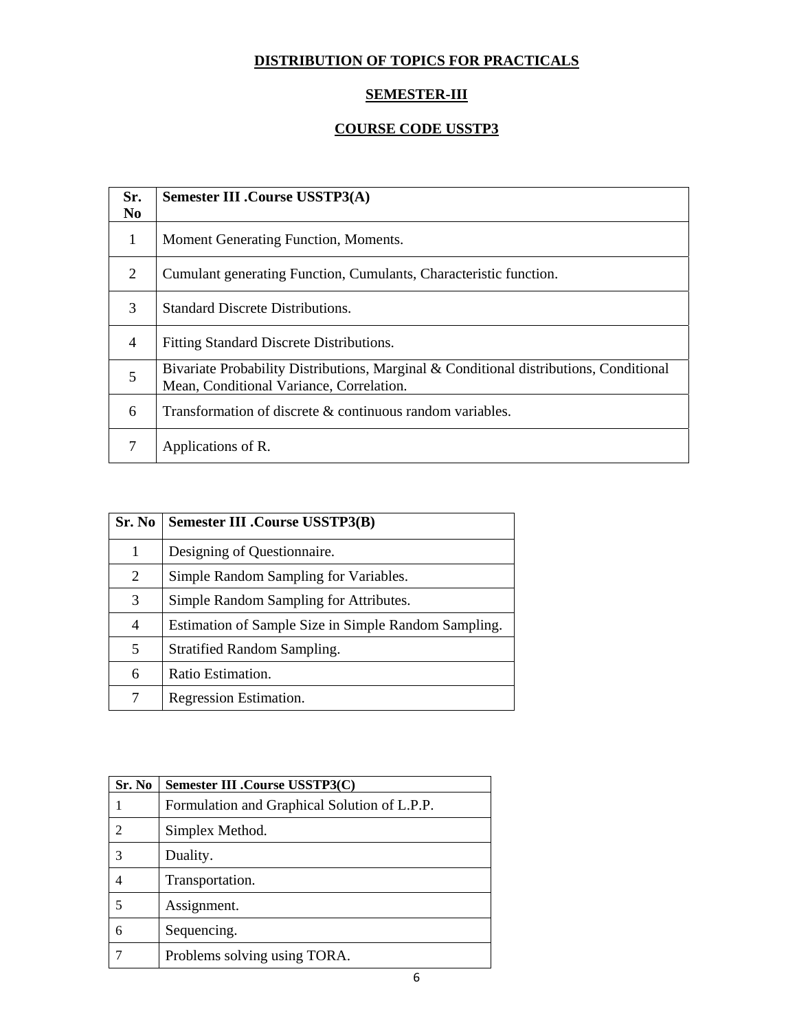## DISTRIBUTION OF TOPICS FOR PRACTICALS

## SEMESTER-III

## COURSE CODE USSTP3

| Sr. No | Semester III .Course USSTP3(A) |
|---|---|
| 1 | Moment Generating Function, Moments. |
| 2 | Cumulant generating Function, Cumulants, Characteristic function. |
| 3 | Standard Discrete Distributions. |
| 4 | Fitting Standard Discrete Distributions. |
| 5 | Bivariate Probability Distributions, Marginal & Conditional distributions, Conditional Mean, Conditional Variance, Correlation. |
| 6 | Transformation of discrete & continuous random variables. |
| 7 | Applications of R. |

| Sr. No | Semester III .Course USSTP3(B) |
|---|---|
| 1 | Designing of Questionnaire. |
| 2 | Simple Random Sampling for Variables. |
| 3 | Simple Random Sampling for Attributes. |
| 4 | Estimation of Sample Size in Simple Random Sampling. |
| 5 | Stratified Random Sampling. |
| 6 | Ratio Estimation. |
| 7 | Regression Estimation. |

| Sr. No | Semester III .Course USSTP3(C) |
|---|---|
| 1 | Formulation and Graphical Solution of L.P.P. |
| 2 | Simplex Method. |
| 3 | Duality. |
| 4 | Transportation. |
| 5 | Assignment. |
| 6 | Sequencing. |
| 7 | Problems solving using TORA. |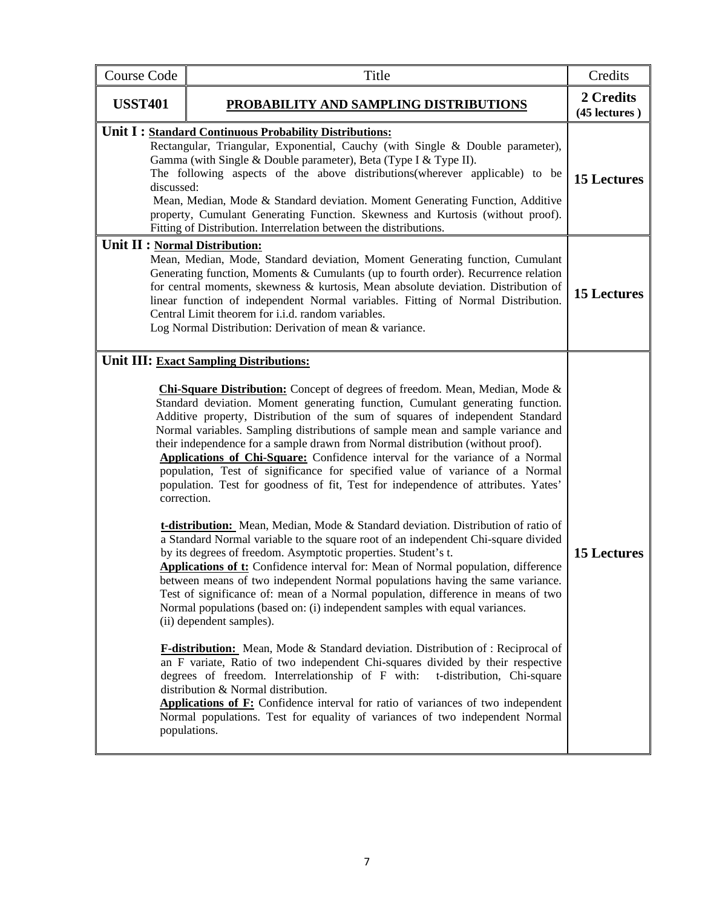| Course Code | Title | Credits |
|---|---|---|
| **USST401** | **PROBABILITY AND SAMPLING DISTRIBUTIONS** | **2 Credits (45 lectures )** |
| **Unit I : Standard Continuous Probability Distributions:**<br>Rectangular, Triangular, Exponential, Cauchy (with Single & Double parameter), Gamma (with Single & Double parameter), Beta (Type I & Type II).<br>The following aspects of the above distributions(wherever applicable) to be discussed:<br>Mean, Median, Mode & Standard deviation. Moment Generating Function, Additive property, Cumulant Generating Function. Skewness and Kurtosis (without proof). Fitting of Distribution. Interrelation between the distributions. | | **15 Lectures** |
| **Unit II : Normal Distribution:**<br>Mean, Median, Mode, Standard deviation, Moment Generating function, Cumulant Generating function, Moments & Cumulants (up to fourth order). Recurrence relation for central moments, skewness & kurtosis, Mean absolute deviation. Distribution of linear function of independent Normal variables. Fitting of Normal Distribution. Central Limit theorem for i.i.d. random variables.<br>Log Normal Distribution: Derivation of mean & variance. | | **15 Lectures** |
| **Unit III: Exact Sampling Distributions:**<br><br>**Chi-Square Distribution:** Concept of degrees of freedom. Mean, Median, Mode & Standard deviation. Moment generating function, Cumulant generating function. Additive property, Distribution of the sum of squares of independent Standard Normal variables. Sampling distributions of sample mean and sample variance and their independence for a sample drawn from Normal distribution (without proof).<br>**Applications of Chi-Square:** Confidence interval for the variance of a Normal population, Test of significance for specified value of variance of a Normal population. Test for goodness of fit, Test for independence of attributes. Yates' correction.<br><br>**t-distribution:** Mean, Median, Mode & Standard deviation. Distribution of ratio of a Standard Normal variable to the square root of an independent Chi-square divided by its degrees of freedom. Asymptotic properties. Student's t.<br>**Applications of t:** Confidence interval for: Mean of Normal population, difference between means of two independent Normal populations having the same variance. Test of significance of: mean of a Normal population, difference in means of two Normal populations (based on: (i) independent samples with equal variances. (ii) dependent samples).<br><br>**F-distribution:** Mean, Mode & Standard deviation. Distribution of : Reciprocal of an F variate, Ratio of two independent Chi-squares divided by their respective degrees of freedom. Interrelationship of F with: t-distribution, Chi-square distribution & Normal distribution.<br>**Applications of F:** Confidence interval for ratio of variances of two independent Normal populations. Test for equality of variances of two independent Normal populations. | | **15 Lectures** |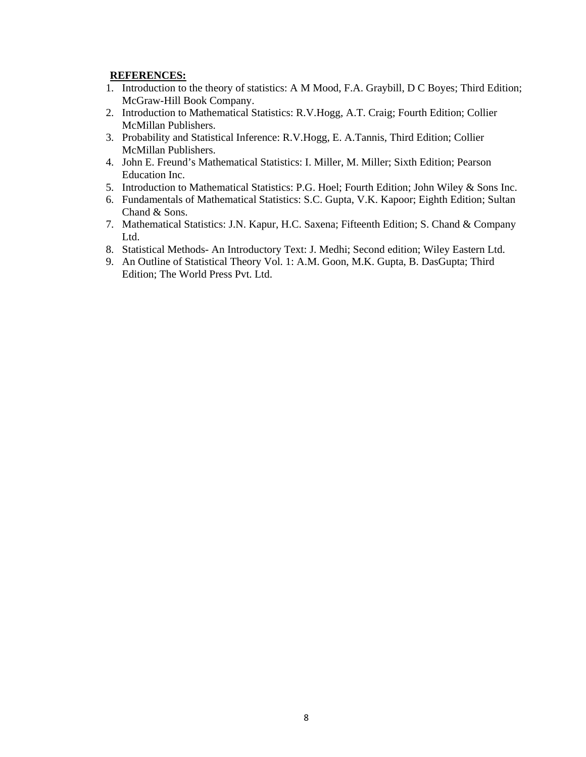**REFERENCES:**

1. Introduction to the theory of statistics: A M Mood, F.A. Graybill, D C Boyes; Third Edition; McGraw-Hill Book Company.
2. Introduction to Mathematical Statistics: R.V.Hogg, A.T. Craig; Fourth Edition; Collier McMillan Publishers.
3. Probability and Statistical Inference: R.V.Hogg, E. A.Tannis, Third Edition; Collier McMillan Publishers.
4. John E. Freund's Mathematical Statistics: I. Miller, M. Miller; Sixth Edition; Pearson Education Inc.
5. Introduction to Mathematical Statistics: P.G. Hoel; Fourth Edition; John Wiley & Sons Inc.
6. Fundamentals of Mathematical Statistics: S.C. Gupta, V.K. Kapoor; Eighth Edition; Sultan Chand & Sons.
7. Mathematical Statistics: J.N. Kapur, H.C. Saxena; Fifteenth Edition; S. Chand & Company Ltd.
8. Statistical Methods- An Introductory Text: J. Medhi; Second edition; Wiley Eastern Ltd.
9. An Outline of Statistical Theory Vol. 1: A.M. Goon, M.K. Gupta, B. DasGupta; Third Edition; The World Press Pvt. Ltd.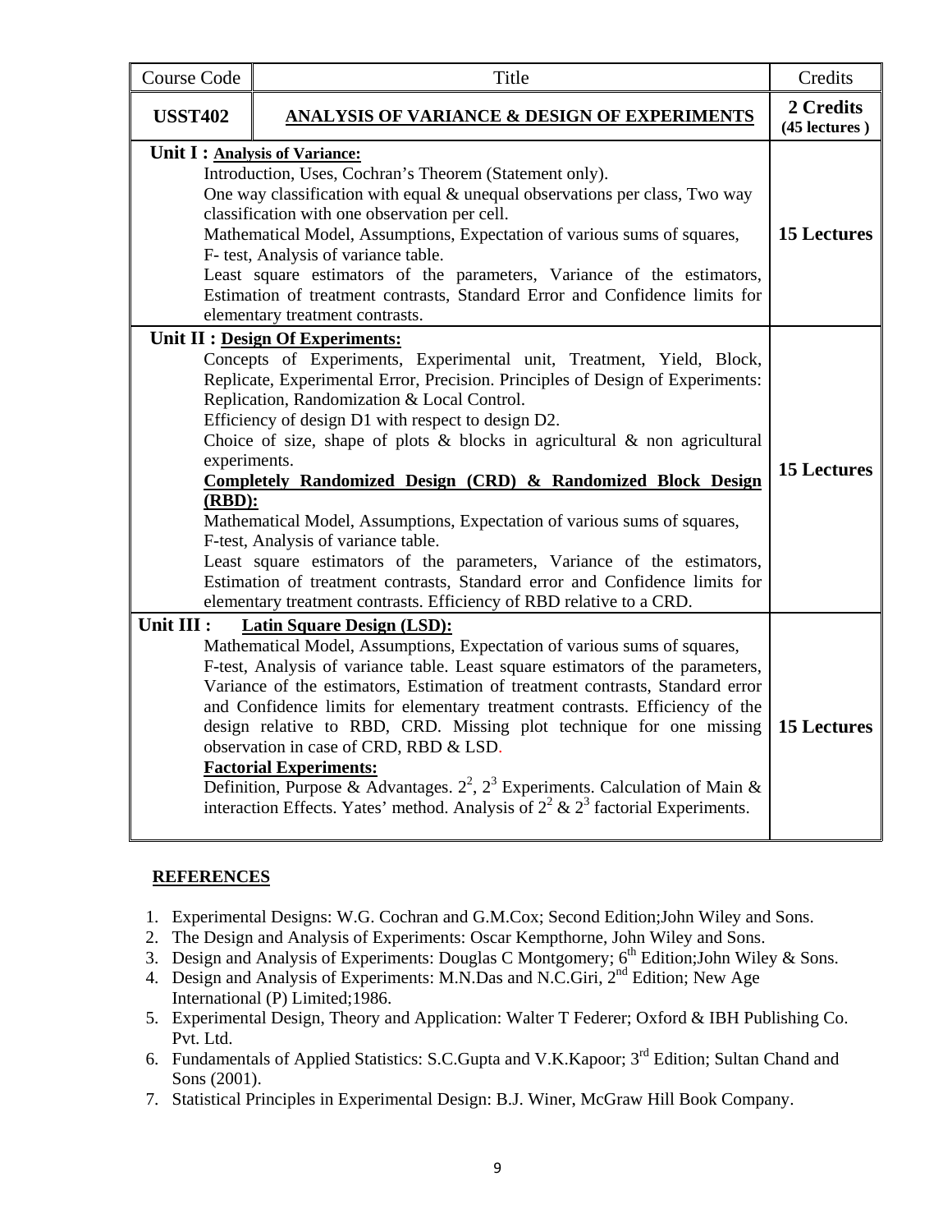| Course Code | Title | Credits |
|---|---|---|
| **USST402** | **ANALYSIS OF VARIANCE & DESIGN OF EXPERIMENTS** | **2 Credits (45 lectures )** |
| **Unit I : Analysis of Variance:** Introduction, Uses, Cochran's Theorem (Statement only). One way classification with equal & unequal observations per class, Two way classification with one observation per cell. Mathematical Model, Assumptions, Expectation of various sums of squares, F- test, Analysis of variance table. Least square estimators of the parameters, Variance of the estimators, Estimation of treatment contrasts, Standard Error and Confidence limits for elementary treatment contrasts. | | **15 Lectures** |
| **Unit II : Design Of Experiments:** Concepts of Experiments, Experimental unit, Treatment, Yield, Block, Replicate, Experimental Error, Precision. Principles of Design of Experiments: Replication, Randomization & Local Control. Efficiency of design D1 with respect to design D2. Choice of size, shape of plots & blocks in agricultural & non agricultural experiments. **Completely Randomized Design (CRD) & Randomized Block Design (RBD):** Mathematical Model, Assumptions, Expectation of various sums of squares, F-test, Analysis of variance table. Least square estimators of the parameters, Variance of the estimators, Estimation of treatment contrasts, Standard error and Confidence limits for elementary treatment contrasts. Efficiency of RBD relative to a CRD. | | **15 Lectures** |
| **Unit III : Latin Square Design (LSD):** Mathematical Model, Assumptions, Expectation of various sums of squares, F-test, Analysis of variance table. Least square estimators of the parameters, Variance of the estimators, Estimation of treatment contrasts, Standard error and Confidence limits for elementary treatment contrasts. Efficiency of the design relative to RBD, CRD. Missing plot technique for one missing observation in case of CRD, RBD & LSD. **Factorial Experiments:** Definition, Purpose & Advantages. $2^2$, $2^3$ Experiments. Calculation of Main & interaction Effects. Yates' method. Analysis of $2^2$ & $2^3$ factorial Experiments. | | **15 Lectures** |

## REFERENCES

1. Experimental Designs: W.G. Cochran and G.M.Cox; Second Edition;John Wiley and Sons.
2. The Design and Analysis of Experiments: Oscar Kempthorne, John Wiley and Sons.
3. Design and Analysis of Experiments: Douglas C Montgomery; 6th Edition;John Wiley & Sons.
4. Design and Analysis of Experiments: M.N.Das and N.C.Giri, 2nd Edition; New Age International (P) Limited;1986.
5. Experimental Design, Theory and Application: Walter T Federer; Oxford & IBH Publishing Co. Pvt. Ltd.
6. Fundamentals of Applied Statistics: S.C.Gupta and V.K.Kapoor; 3rd Edition; Sultan Chand and Sons (2001).
7. Statistical Principles in Experimental Design: B.J. Winer, McGraw Hill Book Company.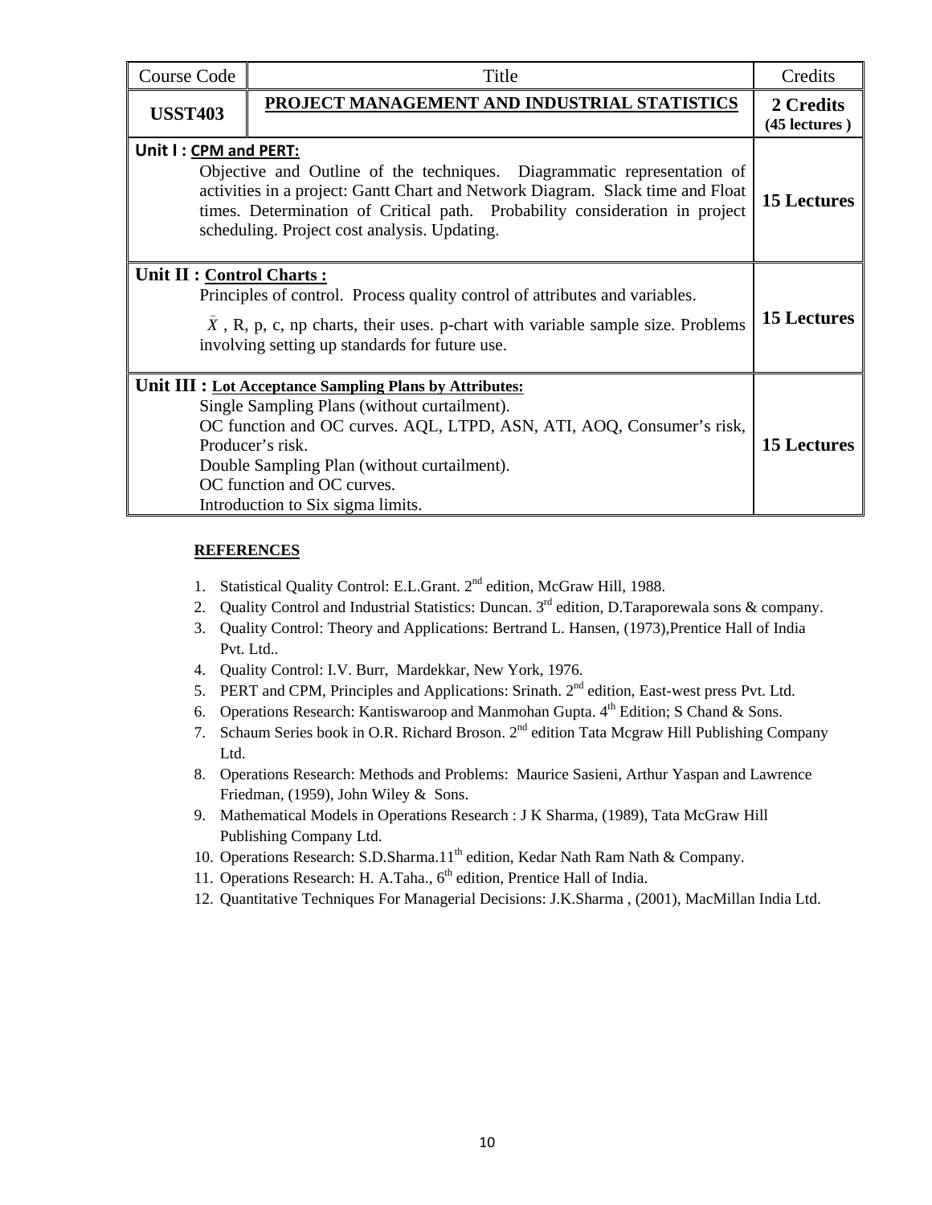| Course Code | Title | Credits |
| --- | --- | --- |
| **USST403** | **PROJECT MANAGEMENT AND INDUSTRIAL STATISTICS** | **2 Credits (45 lectures )** |
| **Unit I : CPM and PERT:** Objective and Outline of the techniques. Diagrammatic representation of activities in a project: Gantt Chart and Network Diagram. Slack time and Float times. Determination of Critical path. Probability consideration in project scheduling. Project cost analysis. Updating. | | **15 Lectures** |
| **Unit II : Control Charts :** Principles of control. Process quality control of attributes and variables. $\bar{X}$ , R, p, c, np charts, their uses. p-chart with variable sample size. Problems involving setting up standards for future use. | | **15 Lectures** |
| **Unit III : Lot Acceptance Sampling Plans by Attributes:** Single Sampling Plans (without curtailment). OC function and OC curves. AQL, LTPD, ASN, ATI, AOQ, Consumer's risk, Producer's risk. Double Sampling Plan (without curtailment). OC function and OC curves. Introduction to Six sigma limits. | | **15 Lectures** |

**REFERENCES**

1. Statistical Quality Control: E.L.Grant. 2nd edition, McGraw Hill, 1988.
2. Quality Control and Industrial Statistics: Duncan. 3rd edition, D.Taraporewala sons & company.
3. Quality Control: Theory and Applications: Bertrand L. Hansen, (1973),Prentice Hall of India Pvt. Ltd..
4. Quality Control: I.V. Burr, Mardekkar, New York, 1976.
5. PERT and CPM, Principles and Applications: Srinath. 2nd edition, East-west press Pvt. Ltd.
6. Operations Research: Kantiswaroop and Manmohan Gupta. 4th Edition; S Chand & Sons.
7. Schaum Series book in O.R. Richard Broson. 2nd edition Tata Mcgraw Hill Publishing Company Ltd.
8. Operations Research: Methods and Problems: Maurice Sasieni, Arthur Yaspan and Lawrence Friedman, (1959), John Wiley & Sons.
9. Mathematical Models in Operations Research : J K Sharma, (1989), Tata McGraw Hill Publishing Company Ltd.
10. Operations Research: S.D.Sharma.11th edition, Kedar Nath Ram Nath & Company.
11. Operations Research: H. A.Taha., 6th edition, Prentice Hall of India.
12. Quantitative Techniques For Managerial Decisions: J.K.Sharma , (2001), MacMillan India Ltd.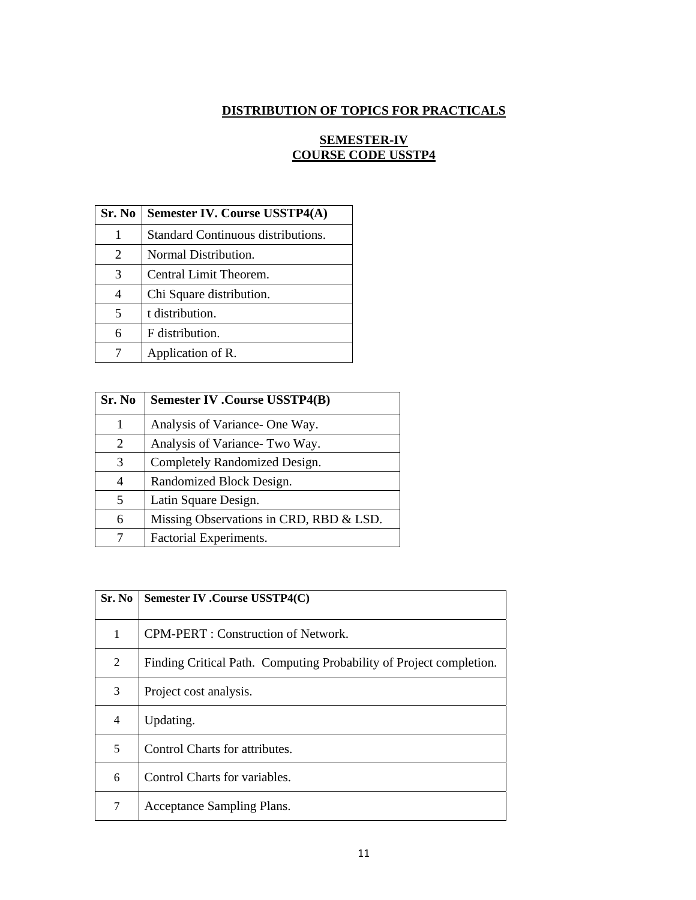## DISTRIBUTION OF TOPICS FOR PRACTICALS

### SEMESTER-IV
### COURSE CODE USSTP4

| Sr. No | Semester IV. Course USSTP4(A) |
|---|---|
| 1 | Standard Continuous distributions. |
| 2 | Normal Distribution. |
| 3 | Central Limit Theorem. |
| 4 | Chi Square distribution. |
| 5 | t distribution. |
| 6 | F distribution. |
| 7 | Application of R. |

| Sr. No | Semester IV .Course USSTP4(B) |
|---|---|
| 1 | Analysis of Variance- One Way. |
| 2 | Analysis of Variance- Two Way. |
| 3 | Completely Randomized Design. |
| 4 | Randomized Block Design. |
| 5 | Latin Square Design. |
| 6 | Missing Observations in CRD, RBD & LSD. |
| 7 | Factorial Experiments. |

| Sr. No | Semester IV .Course USSTP4(C) |
|---|---|
| 1 | CPM-PERT : Construction of Network. |
| 2 | Finding Critical Path. Computing Probability of Project completion. |
| 3 | Project cost analysis. |
| 4 | Updating. |
| 5 | Control Charts for attributes. |
| 6 | Control Charts for variables. |
| 7 | Acceptance Sampling Plans. |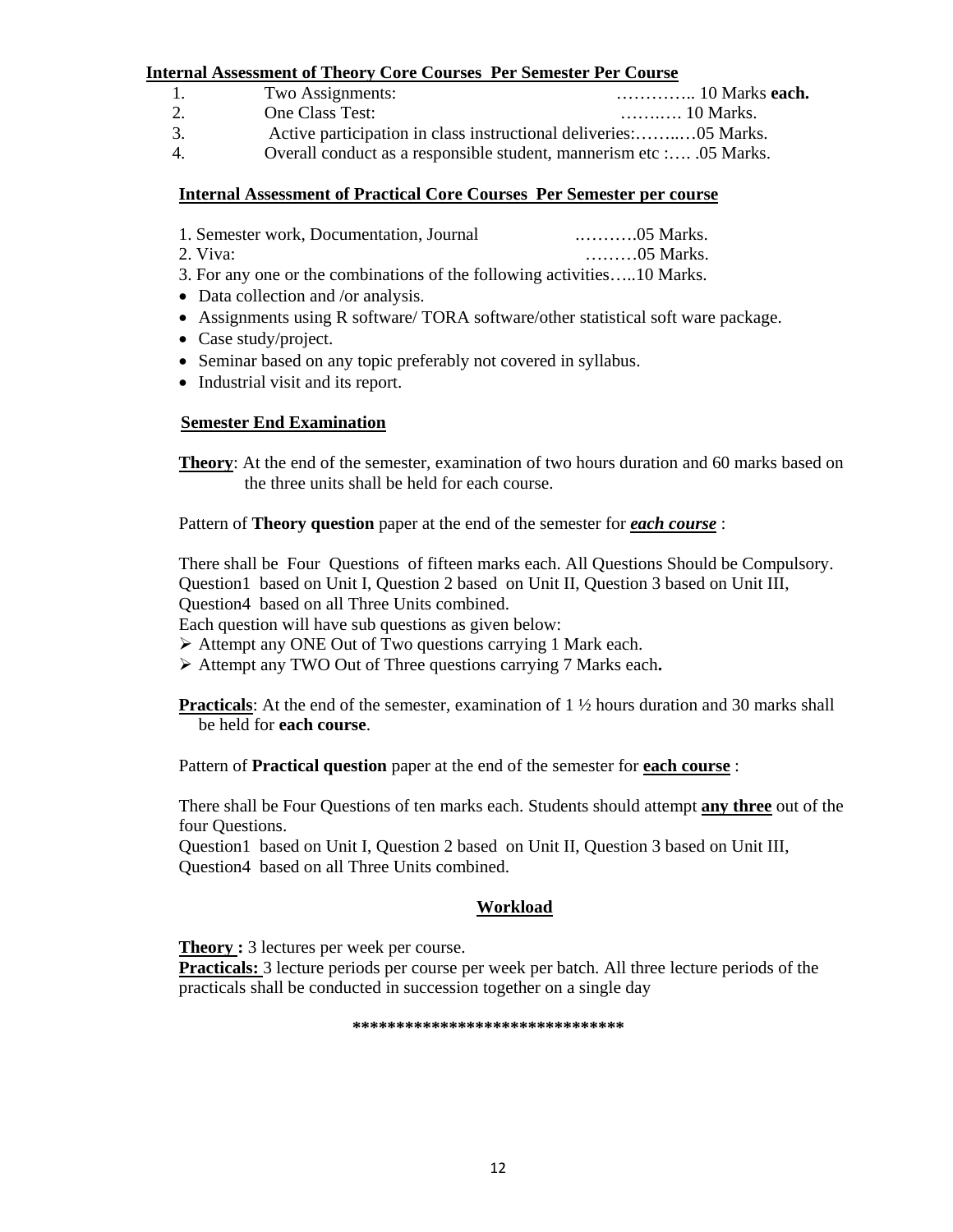**Internal Assessment of Theory Core Courses Per Semester Per Course**

1. Two Assignments: ………….. 10 Marks **each.**
2. One Class Test: ……..… 10 Marks.
3. Active participation in class instructional deliveries:……..…05 Marks.
4. Overall conduct as a responsible student, mannerism etc :…. .05 Marks.

**Internal Assessment of Practical Core Courses Per Semester per course**

1. Semester work, Documentation, Journal .……….05 Marks.
2. Viva: ………05 Marks.
3. For any one or the combinations of the following activities…..10 Marks.

- Data collection and /or analysis.
- Assignments using R software/ TORA software/other statistical soft ware package.
- Case study/project.
- Seminar based on any topic preferably not covered in syllabus.
- Industrial visit and its report.

**Semester End Examination**

**Theory**: At the end of the semester, examination of two hours duration and 60 marks based on the three units shall be held for each course.

Pattern of **Theory question** paper at the end of the semester for ***each course*** :

There shall be Four Questions of fifteen marks each. All Questions Should be Compulsory. Question1 based on Unit I, Question 2 based on Unit II, Question 3 based on Unit III, Question4 based on all Three Units combined.

Each question will have sub questions as given below:

- Attempt any ONE Out of Two questions carrying 1 Mark each.
- Attempt any TWO Out of Three questions carrying 7 Marks each**.**

**Practicals**: At the end of the semester, examination of 1 ½ hours duration and 30 marks shall be held for **each course**.

Pattern of **Practical question** paper at the end of the semester for **each course** :

There shall be Four Questions of ten marks each. Students should attempt **any three** out of the four Questions.

Question1 based on Unit I, Question 2 based on Unit II, Question 3 based on Unit III, Question4 based on all Three Units combined.

**Workload**

**Theory :** 3 lectures per week per course.

**Practicals:** 3 lecture periods per course per week per batch. All three lecture periods of the practicals shall be conducted in succession together on a single day

******************************